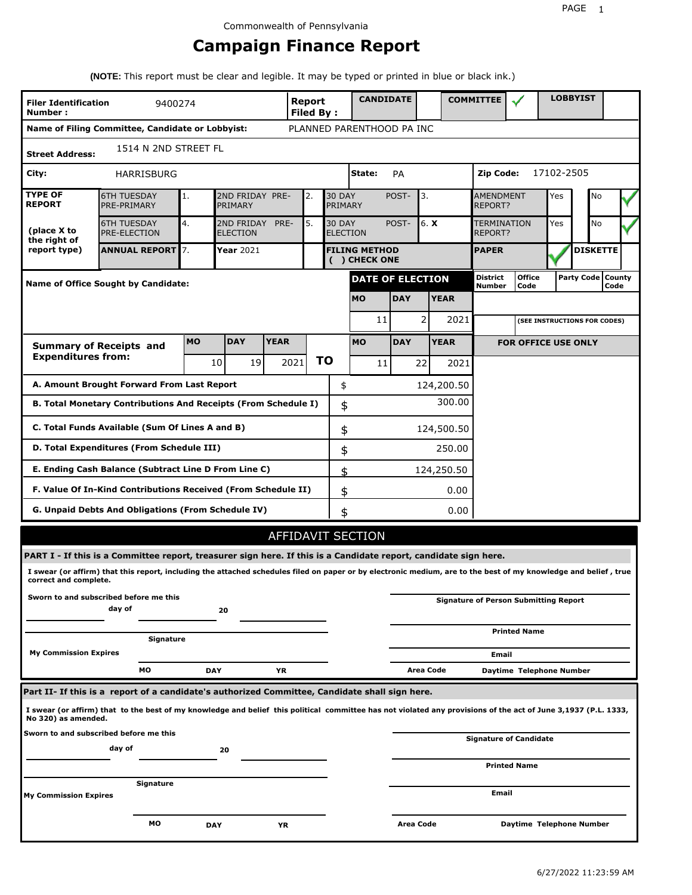Commonwealth of Pennsylvania

# Campaign Finance Report

**(NOTE:** This report must be clear and legible. It may be typed or printed in blue or black ink.)

| | | | |
|---|---|---|---|
| **Filer Identification Number :** | 9400274 | **Report Filed By :** | CANDIDATE: &nbsp; COMMITTEE: ✓ &nbsp; LOBBYIST: |
| **Name of Filing Committee, Candidate or Lobbyist:** | PLANNED PARENTHOOD PA INC | | |
| **Street Address:** | 1514 N 2ND STREET FL | | |
| **City:** | HARRISBURG | **State:** PA | **Zip Code:** 17102-2505 |

| **TYPE OF REPORT** (place X to the right of report type) | | | | | | | |
|---|---|---|---|---|---|---|---|
| 6TH TUESDAY PRE-PRIMARY | 1. | 2ND FRIDAY PRE-PRIMARY | 2. | 30 DAY POST-PRIMARY | 3. | AMENDMENT REPORT? | Yes / No ✓ |
| 6TH TUESDAY PRE-ELECTION | 4. | 2ND FRIDAY PRE-ELECTION | 5. | 30 DAY POST-ELECTION | 6. **X** | TERMINATION REPORT? | Yes / No ✓ |
| **ANNUAL REPORT** | 7. | **Year** 2021 | | **FILING METHOD ( ) CHECK ONE** | | **PAPER** ✓ | **DISKETTE** |

**Name of Office Sought by Candidate:**

| **DATE OF ELECTION** | | | District Number | Office Code | Party Code | County Code |
|---|---|---|---|---|---|---|
| **MO** | **DAY** | **YEAR** | | | | |
| 11 | 2 | 2021 | | (SEE INSTRUCTIONS FOR CODES) | | |

| **Summary of Receipts and Expenditures from:** | **MO** | **DAY** | **YEAR** | | **MO** | **DAY** | **YEAR** |
|---|---|---|---|---|---|---|---|
| | 10 | 19 | 2021 | **TO** | 11 | 22 | 2021 |

**FOR OFFICE USE ONLY**

| | | |
|---|---|---|
| **A. Amount Brought Forward From Last Report** | $ | 124,200.50 |
| **B. Total Monetary Contributions And Receipts (From Schedule I)** | $ | 300.00 |
| **C. Total Funds Available (Sum Of Lines A and B)** | $ | 124,500.50 |
| **D. Total Expenditures (From Schedule III)** | $ | 250.00 |
| **E. Ending Cash Balance (Subtract Line D From Line C)** | $ | 124,250.50 |
| **F. Value Of In-Kind Contributions Received (From Schedule II)** | $ | 0.00 |
| **G. Unpaid Debts And Obligations (From Schedule IV)** | $ | 0.00 |

## AFFIDAVIT SECTION

**PART I - If this is a Committee report, treasurer sign here. If this is a Candidate report, candidate sign here.**

**I swear (or affirm) that this report, including the attached schedules filed on paper or by electronic medium, are to the best of my knowledge and belief , true correct and complete.**

**Sworn to and subscribed before me this ______ day of ______ 20 ______**

**Signature**

**My Commission Expires** **MO** **DAY** **YR**

**Signature of Person Submitting Report**

**Printed Name**

**Email**

**Area Code** **Daytime Telephone Number**

**Part II- If this is a report of a candidate's authorized Committee, Candidate shall sign here.**

**I swear (or affirm) that to the best of my knowledge and belief this political committee has not violated any provisions of the act of June 3,1937 (P.L. 1333, No 320) as amended.**

**Sworn to and subscribed before me this ______ day of ______ 20 ______**

**Signature**

**My Commission Expires** **MO** **DAY** **YR**

**Signature of Candidate**

**Printed Name**

**Email**

**Area Code** **Daytime Telephone Number**

6/27/2022 11:23:59 AM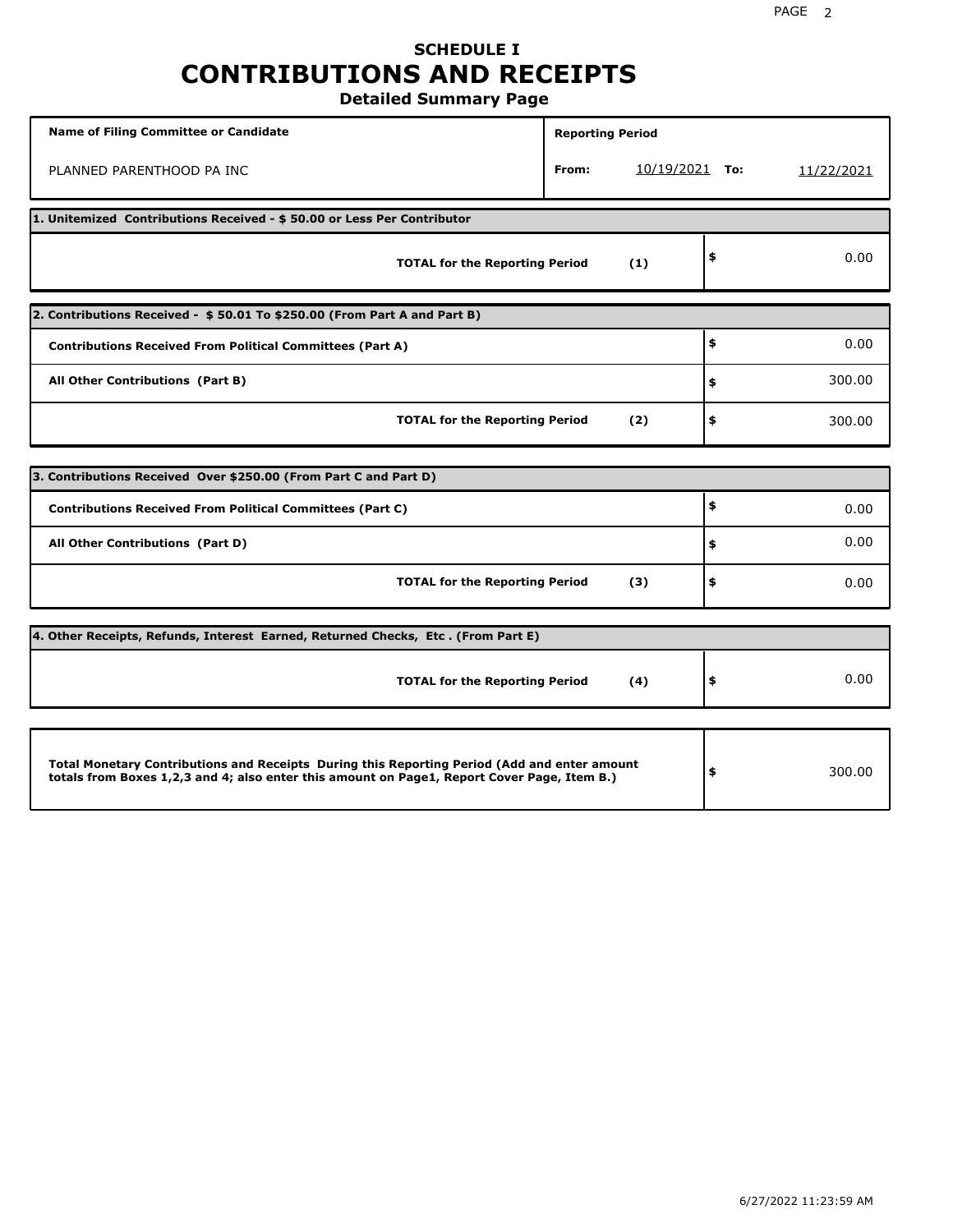# SCHEDULE I
# CONTRIBUTIONS AND RECEIPTS
## Detailed Summary Page

| Name of Filing Committee or Candidate | Reporting Period |
|---|---|
| PLANNED PARENTHOOD PA INC | From: 10/19/2021 To: 11/22/2021 |

**1. Unitemized Contributions Received - $ 50.00 or Less Per Contributor**

| | | |
|---|---|---|
| **TOTAL for the Reporting Period** | **(1)** | $ 0.00 |

**2. Contributions Received - $ 50.01 To $250.00 (From Part A and Part B)**

| | | |
|---|---|---|
| **Contributions Received From Political Committees (Part A)** | | $ 0.00 |
| **All Other Contributions (Part B)** | | $ 300.00 |
| **TOTAL for the Reporting Period** | **(2)** | $ 300.00 |

**3. Contributions Received Over $250.00 (From Part C and Part D)**

| | | |
|---|---|---|
| **Contributions Received From Political Committees (Part C)** | | $ 0.00 |
| **All Other Contributions (Part D)** | | $ 0.00 |
| **TOTAL for the Reporting Period** | **(3)** | $ 0.00 |

**4. Other Receipts, Refunds, Interest Earned, Returned Checks, Etc . (From Part E)**

| | | |
|---|---|---|
| **TOTAL for the Reporting Period** | **(4)** | $ 0.00 |

| | |
|---|---|
| **Total Monetary Contributions and Receipts During this Reporting Period (Add and enter amount totals from Boxes 1,2,3 and 4; also enter this amount on Page1, Report Cover Page, Item B.)** | $ 300.00 |

6/27/2022 11:23:59 AM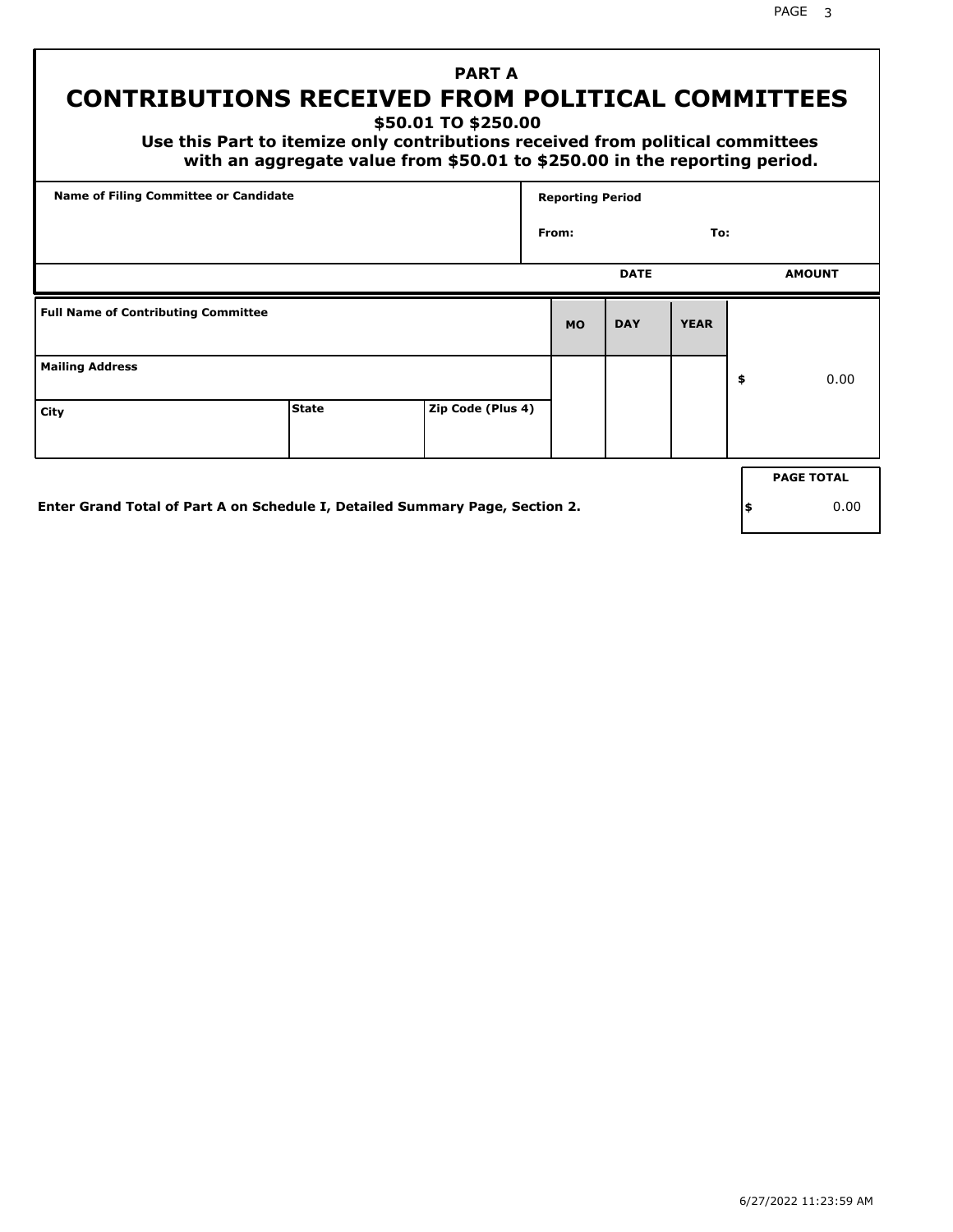## PART A
# CONTRIBUTIONS RECEIVED FROM POLITICAL COMMITTEES
### $50.01 TO $250.00

**Use this Part to itemize only contributions received from political committees with an aggregate value from $50.01 to $250.00 in the reporting period.**

| Name of Filing Committee or Candidate | Reporting Period |
|---|---|
| | From: To: |

| Full Name of Contributing Committee | | | DATE MO | DATE DAY | DATE YEAR | AMOUNT |
|---|---|---|---|---|---|---|
| Mailing Address | | | | | | $ 0.00 |
| City | State | Zip Code (Plus 4) | | | | |

**Enter Grand Total of Part A on Schedule I, Detailed Summary Page, Section 2.**

| PAGE TOTAL |
|---|
| $ 0.00 |

6/27/2022 11:23:59 AM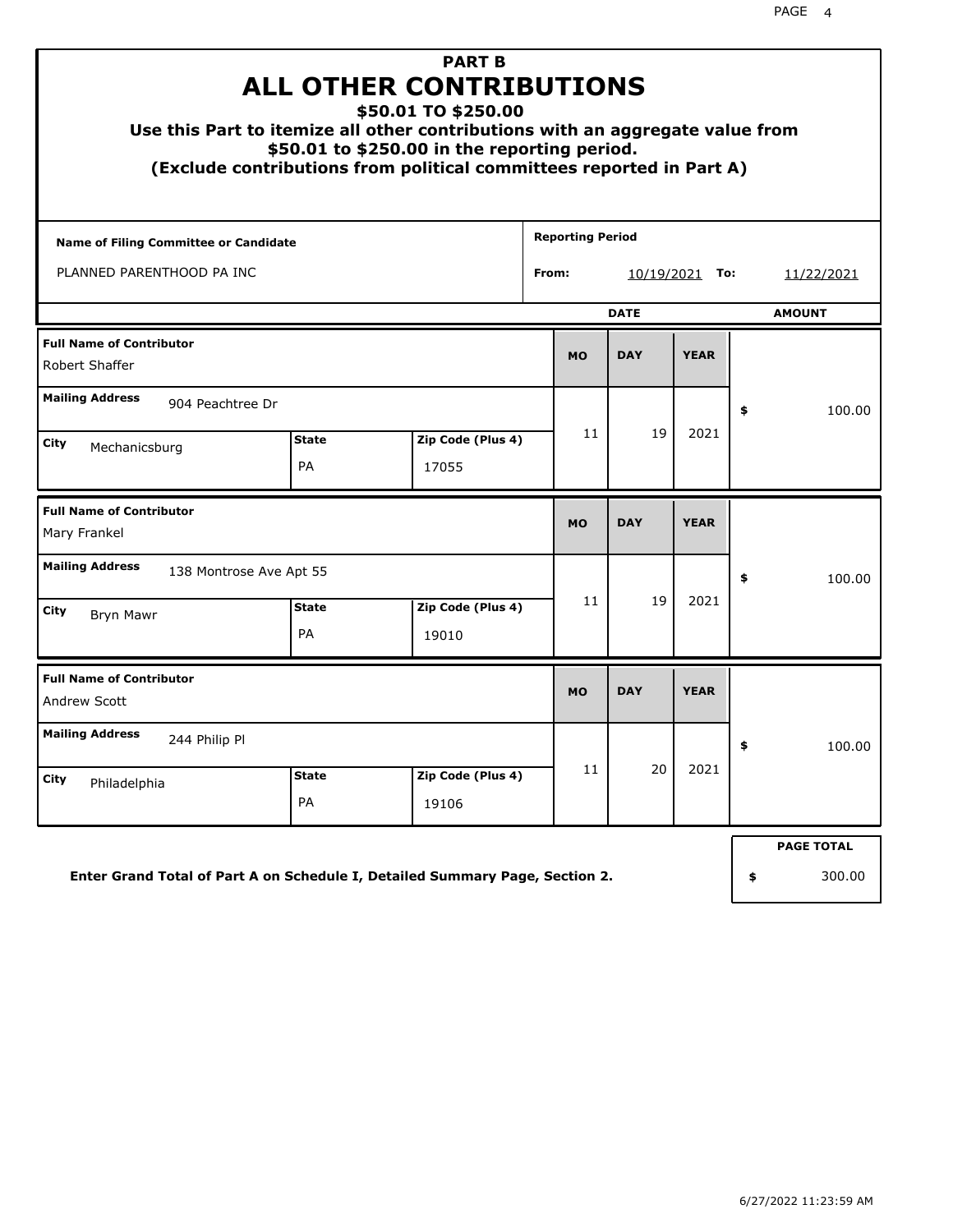# PART B
# ALL OTHER CONTRIBUTIONS
## $50.01 TO $250.00

**Use this Part to itemize all other contributions with an aggregate value from $50.01 to $250.00 in the reporting period.**
**(Exclude contributions from political committees reported in Part A)**

| Name of Filing Committee or Candidate | Reporting Period |
|---|---|
| PLANNED PARENTHOOD PA INC | From: 10/19/2021 To: 11/22/2021 |

| Full Name of Contributor | Mailing Address | City | State | Zip Code (Plus 4) | MO | DAY | YEAR | AMOUNT |
|---|---|---|---|---|---|---|---|---|
| Robert Shaffer | 904 Peachtree Dr | Mechanicsburg | PA | 17055 | 11 | 19 | 2021 | $ 100.00 |
| Mary Frankel | 138 Montrose Ave Apt 55 | Bryn Mawr | PA | 19010 | 11 | 19 | 2021 | $ 100.00 |
| Andrew Scott | 244 Philip Pl | Philadelphia | PA | 19106 | 11 | 20 | 2021 | $ 100.00 |

**Enter Grand Total of Part A on Schedule I, Detailed Summary Page, Section 2.**

| PAGE TOTAL |
|---|
| $ 300.00 |

6/27/2022 11:23:59 AM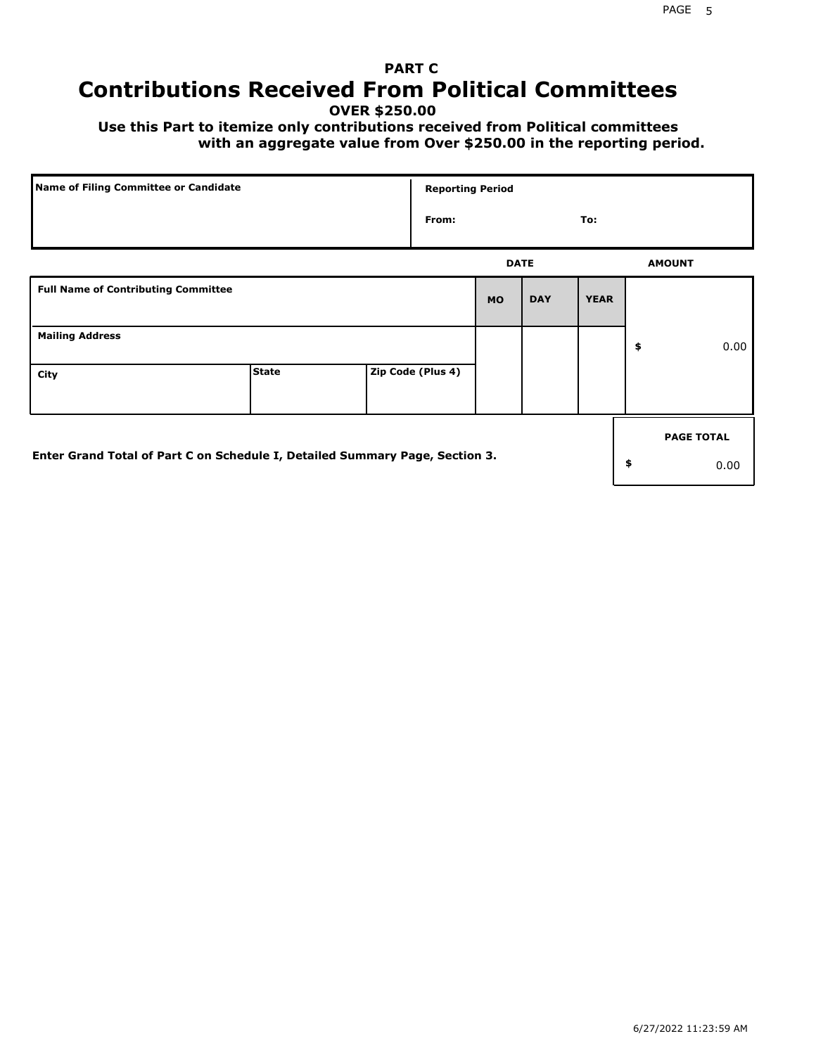# PART C

# Contributions Received From Political Committees

**OVER $250.00**

**Use this Part to itemize only contributions received from Political committees with an aggregate value from Over $250.00 in the reporting period.**

| Name of Filing Committee or Candidate | Reporting Period |
|---|---|
| | From: To: |

| Full Name of Contributing Committee | | | DATE MO | DAY | YEAR | AMOUNT |
|---|---|---|---|---|---|---|
| Mailing Address | | | | | | $ 0.00 |
| City | State | Zip Code (Plus 4) | | | | |

Enter Grand Total of Part C on Schedule I, Detailed Summary Page, Section 3.

| PAGE TOTAL |
|---|
| $ 0.00 |

6/27/2022 11:23:59 AM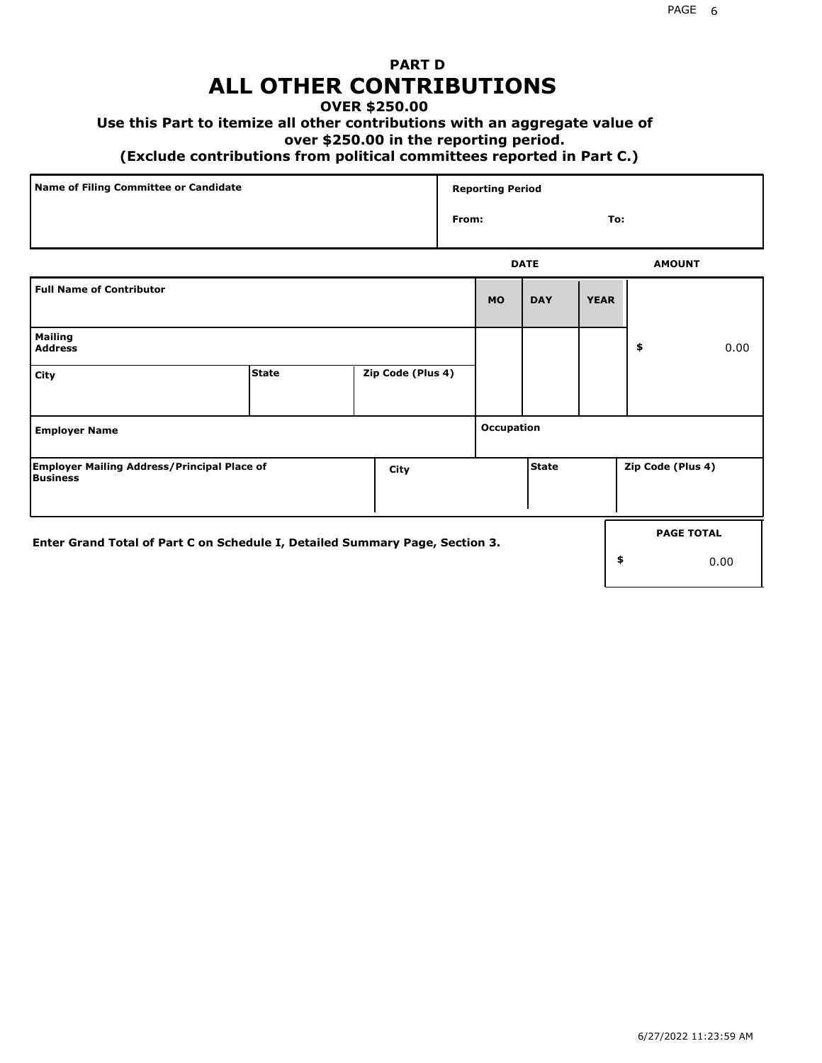# PART D
# ALL OTHER CONTRIBUTIONS

**OVER $250.00**

**Use this Part to itemize all other contributions with an aggregate value of over $250.00 in the reporting period.**

**(Exclude contributions from political committees reported in Part C.)**

| Name of Filing Committee or Candidate | Reporting Period |
|---|---|
| | From: To: |

| Full Name of Contributor | | | DATE MO | DAY | YEAR | AMOUNT |
|---|---|---|---|---|---|---|
| Mailing Address | | | | | | $ 0.00 |
| City | State | Zip Code (Plus 4) | | | | |
| Employer Name | | | Occupation | | | |

| Employer Mailing Address/Principal Place of Business | City | State | Zip Code (Plus 4) |
|---|---|---|---|
| | | | |

**Enter Grand Total of Part C on Schedule I, Detailed Summary Page, Section 3.**

| PAGE TOTAL |
|---|
| $ 0.00 |

6/27/2022 11:23:59 AM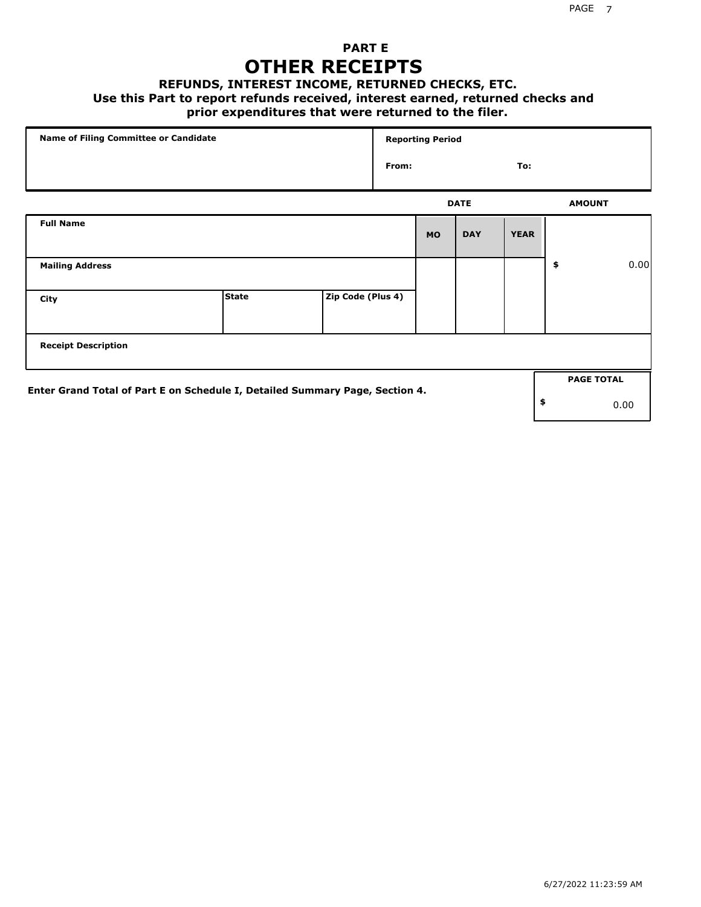## PART E

# OTHER RECEIPTS

### REFUNDS, INTEREST INCOME, RETURNED CHECKS, ETC.

**Use this Part to report refunds received, interest earned, returned checks and prior expenditures that were returned to the filer.**

| Name of Filing Committee or Candidate | Reporting Period |
|---|---|
| | From: To: |

| Full Name | | | DATE MO | DAY | YEAR | AMOUNT |
|---|---|---|---|---|---|---|
| Mailing Address | | | | | | $ 0.00 |
| City | State | Zip Code (Plus 4) | | | | |
| Receipt Description | | | | | | |

**Enter Grand Total of Part E on Schedule I, Detailed Summary Page, Section 4.**

| PAGE TOTAL |
|---|
| $ 0.00 |

6/27/2022 11:23:59 AM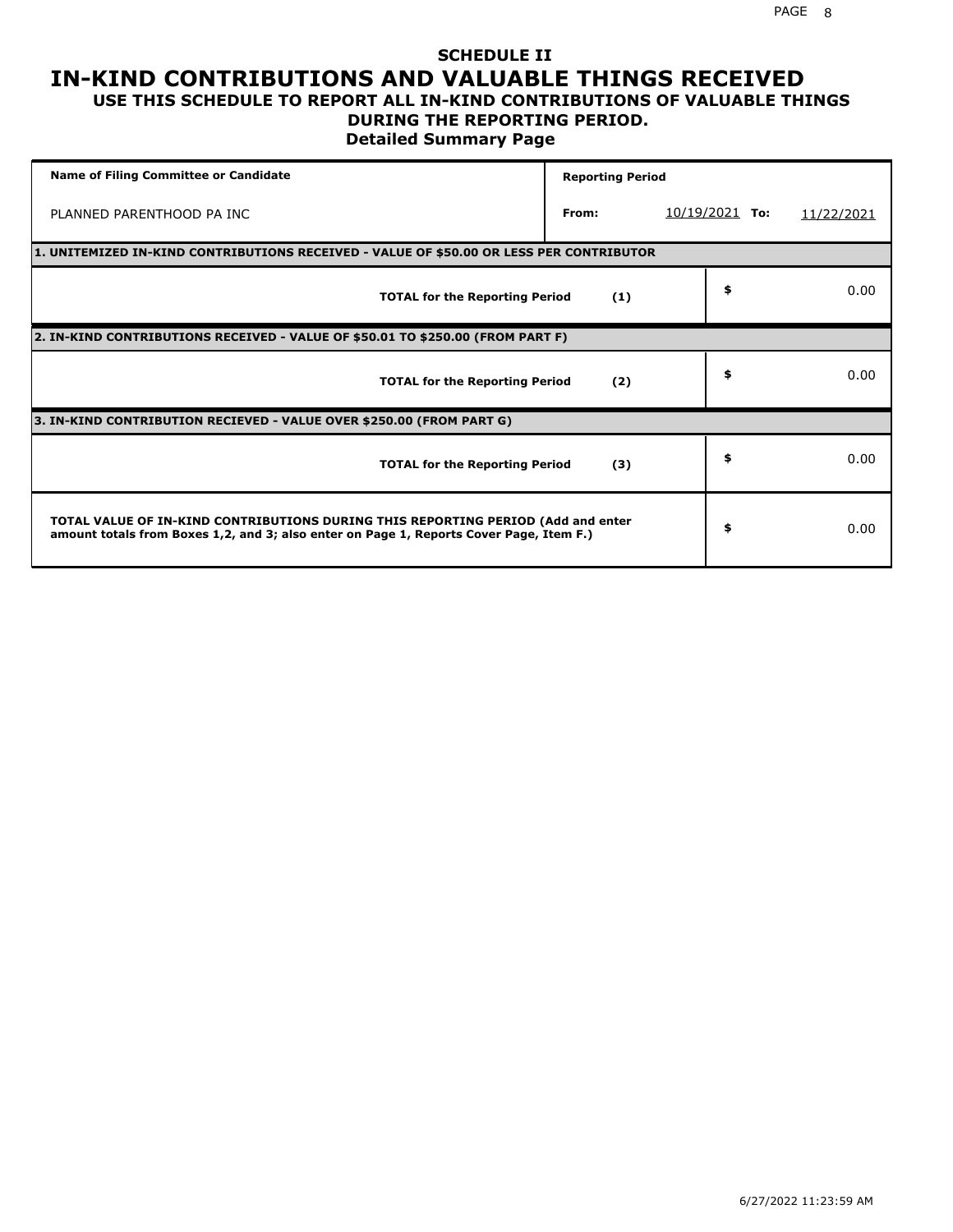## SCHEDULE II

# IN-KIND CONTRIBUTIONS AND VALUABLE THINGS RECEIVED

### USE THIS SCHEDULE TO REPORT ALL IN-KIND CONTRIBUTIONS OF VALUABLE THINGS DURING THE REPORTING PERIOD.

### Detailed Summary Page

| Name of Filing Committee or Candidate | Reporting Period | | | |
|---|---|---|---|---|
| PLANNED PARENTHOOD PA INC | From: | 10/19/2021 | To: | 11/22/2021 |

| **1. UNITEMIZED IN-KIND CONTRIBUTIONS RECEIVED - VALUE OF $50.00 OR LESS PER CONTRIBUTOR** | | |
|---|---|---|
| **TOTAL for the Reporting Period** | **(1)** | $ 0.00 |
| **2. IN-KIND CONTRIBUTIONS RECEIVED - VALUE OF $50.01 TO $250.00 (FROM PART F)** | | |
| **TOTAL for the Reporting Period** | **(2)** | $ 0.00 |
| **3. IN-KIND CONTRIBUTION RECIEVED - VALUE OVER $250.00 (FROM PART G)** | | |
| **TOTAL for the Reporting Period** | **(3)** | $ 0.00 |
| **TOTAL VALUE OF IN-KIND CONTRIBUTIONS DURING THIS REPORTING PERIOD (Add and enter amount totals from Boxes 1,2, and 3; also enter on Page 1, Reports Cover Page, Item F.)** | | $ 0.00 |

6/27/2022 11:23:59 AM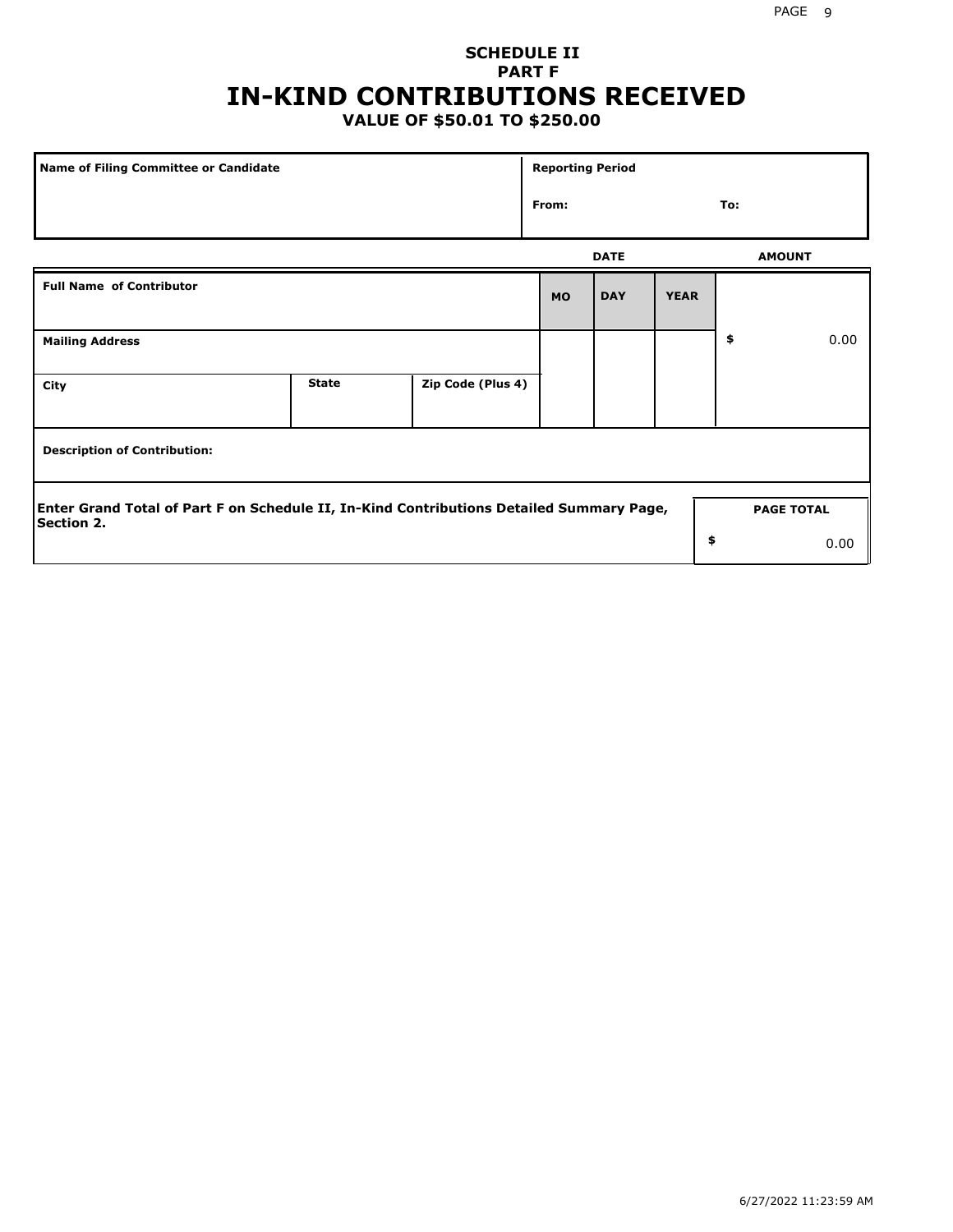## SCHEDULE II
## PART F
# IN-KIND CONTRIBUTIONS RECEIVED
### VALUE OF $50.01 TO $250.00

| Name of Filing Committee or Candidate | Reporting Period |
|---|---|
| | From: To: |

| Full Name of Contributor | | | DATE MO | DAY | YEAR | AMOUNT |
|---|---|---|---|---|---|---|
| Mailing Address | | | | | | $ 0.00 |
| City | State | Zip Code (Plus 4) | | | | |
| Description of Contribution: | | | | | | |

| Enter Grand Total of Part F on Schedule II, In-Kind Contributions Detailed Summary Page, Section 2. | PAGE TOTAL |
|---|---|
| | $ 0.00 |

6/27/2022 11:23:59 AM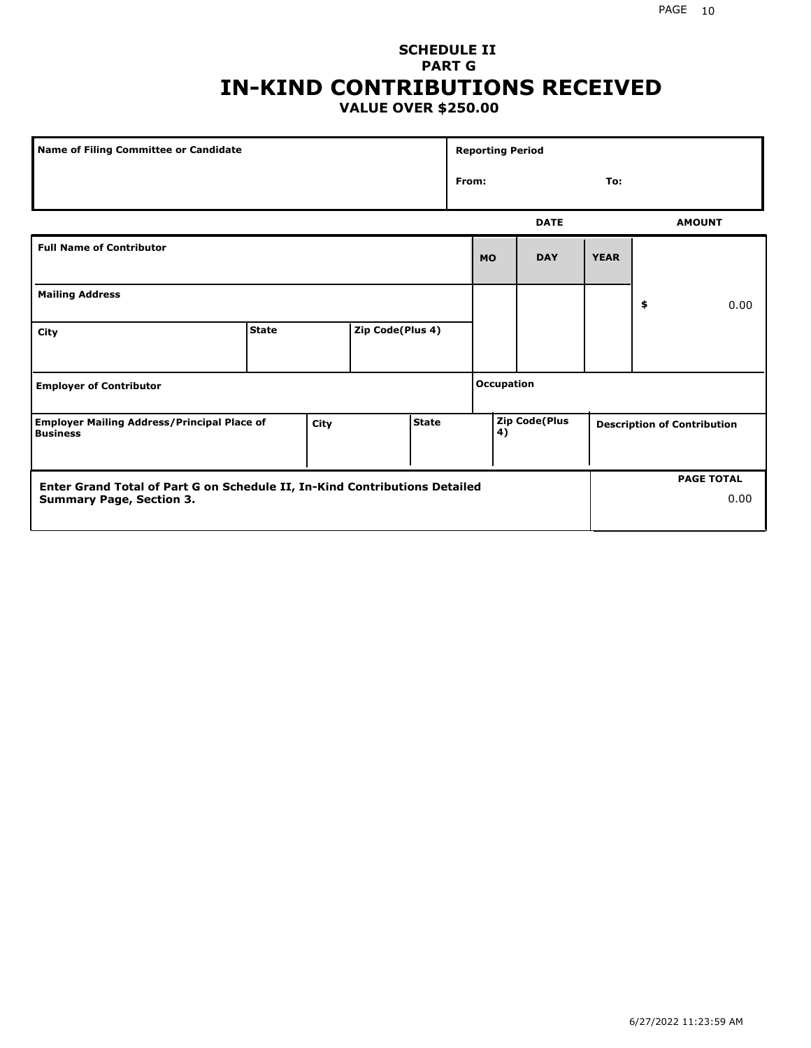# SCHEDULE II
## PART G
# IN-KIND CONTRIBUTIONS RECEIVED
### VALUE OVER $250.00

| Name of Filing Committee or Candidate | Reporting Period |
|---|---|
| | From: To: |

| Full Name of Contributor | | | DATE MO | DAY | YEAR | AMOUNT |
|---|---|---|---|---|---|---|
| Mailing Address | | | | | | $ 0.00 |
| City | State | Zip Code(Plus 4) | | | | |
| Employer of Contributor | | | Occupation | | | |

| Employer Mailing Address/Principal Place of Business | City | State | Zip Code(Plus 4) | Description of Contribution |
|---|---|---|---|---|
| | | | | |

| Enter Grand Total of Part G on Schedule II, In-Kind Contributions Detailed Summary Page, Section 3. | PAGE TOTAL |
|---|---|
| | 0.00 |

6/27/2022 11:23:59 AM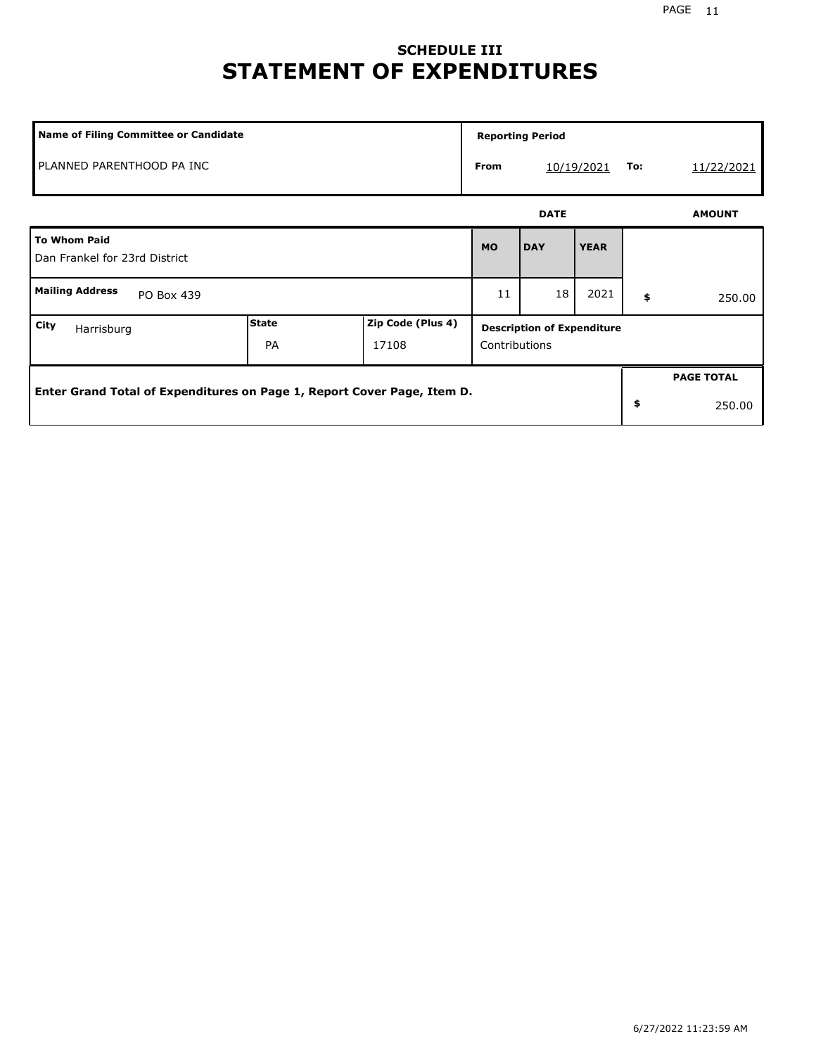## SCHEDULE III

# STATEMENT OF EXPENDITURES

| Name of Filing Committee or Candidate | Reporting Period | | | |
|---|---|---|---|---|
| PLANNED PARENTHOOD PA INC | From | 10/19/2021 | To: | 11/22/2021 |

| To Whom Paid | | | DATE MO | DATE DAY | DATE YEAR | AMOUNT |
|---|---|---|---|---|---|---|
| Dan Frankel for 23rd District | | | | | | |
| **Mailing Address** PO Box 439 | | | 11 | 18 | 2021 | $ 250.00 |
| **City** Harrisburg | **State** PA | **Zip Code (Plus 4)** 17108 | **Description of Expenditure** Contributions | | | |

| Enter Grand Total of Expenditures on Page 1, Report Cover Page, Item D. | PAGE TOTAL |
|---|---|
| | $ 250.00 |

6/27/2022 11:23:59 AM